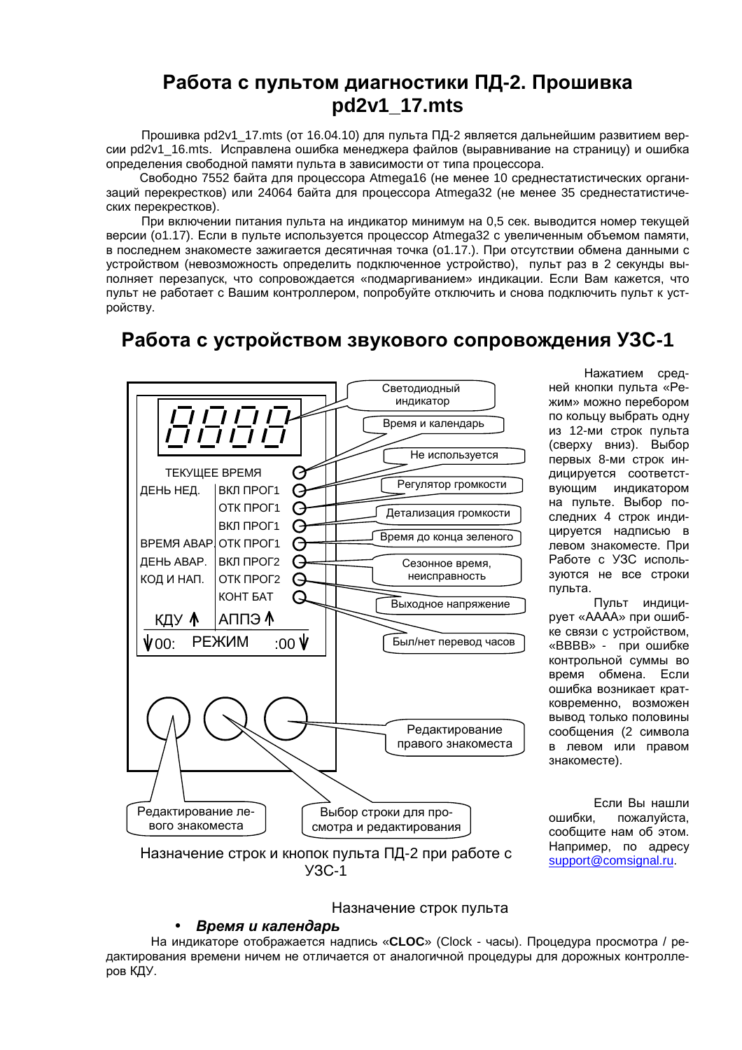# Работа с пультом диагностики ПД-2. Прошивка pd2v1_17.mts

Прошивка pd2v1_17.mts (от 16.04.10) для пульта ПД-2 является дальнейшим развитием версии pd2v1_16.mts. Исправлена ошибка менеджера файлов (выравнивание на страницу) и ошибка определения свободной памяти пульта в зависимости от типа процессора.

Свободно 7552 байта для процессора Atmega16 (не менее 10 среднестатистических организаций перекрестков) или 24064 байта для процессора Atmega32 (не менее 35 среднестатистических перекрестков).

При включении питания пульта на индикатор минимум на 0,5 сек. выводится номер текущей версии (o1.17). Если в пульте используется процессор Atmega32 с увеличенным объемом памяти, в последнем знакоместе зажигается десятичная точка (o1.17.). При отсутствии обмена данными с устройством (невозможность определить подключенное устройство), пульт раз в 2 секунды выполняет перезапуск, что сопровождается «подмаргиванием» индикации. Если Вам кажется, что пульт не работает с Вашим контроллером, попробуйте отключить и снова подключить пульт к устройству.

# Работа с устройством звукового сопровождения УЗС-1

Светодиодный индикатор

Время и календарь

Не используется

Регулятор громкости

Детализация громкости

Время до конца зеленого

Сезонное время, неисправность

Выходное напряжение

Был/нет перевод часов

Редактирование правого знакоместа

Редактирование левого знакоместа

Выбор строки для просмотра и редактирования

ТЕКУЩЕЕ ВРЕМЯ
ДЕНЬ НЕД. | ВКЛ ПРОГ1
ОТК ПРОГ1
ВКЛ ПРОГ1
ВРЕМЯ АВАР. | ОТК ПРОГ1
ДЕНЬ АВАР. | ВКЛ ПРОГ2
КОД И НАП. | ОТК ПРОГ2
КОНТ БАТ
КДУ ↑ | АППЭ ↑
↓00: РЕЖИМ :00 ↓

Назначение строк и кнопок пульта ПД-2 при работе с УЗС-1

Нажатием средней кнопки пульта «Режим» можно перебором по кольцу выбрать одну из 12-ми строк пульта (сверху вниз). Выбор первых 8-ми строк индицируется соответствующим индикатором на пульте. Выбор последних 4 строк индицируется надписью в левом знакоместе. При Работе с УЗС используются не все строки пульта.

Пульт индицирует «AAAA» при ошибке связи с устройством, «BBBB» - при ошибке контрольной суммы во время обмена. Если ошибка возникает кратковременно, возможен вывод только половины сообщения (2 символа в левом или правом знакоместе).

Если Вы нашли ошибки, пожалуйста, сообщите нам об этом. Например, по адресу support@comsignal.ru.

Назначение строк пульта

- ***Время и календарь***

На индикаторе отображается надпись «**CLOC**» (Clock - часы). Процедура просмотра / редактирования времени ничем не отличается от аналогичной процедуры для дорожных контроллеров КДУ.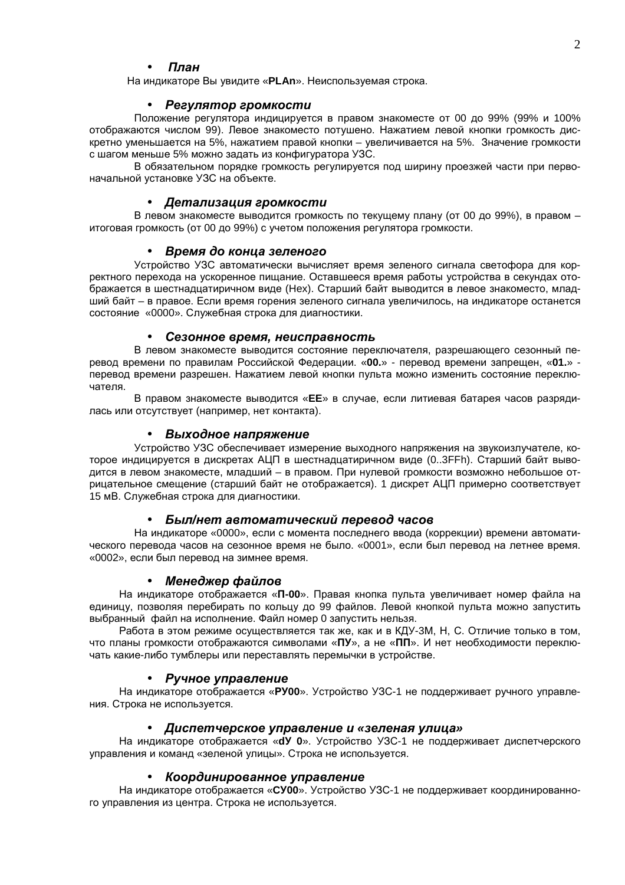- ***План***

На индикаторе Вы увидите «**PLAn**». Неиспользуемая строка.

- ***Регулятор громкости***

Положение регулятора индицируется в правом знакоместе от 00 до 99% (99% и 100% отображаются числом 99). Левое знакоместо потушено. Нажатием левой кнопки громкость дискретно уменьшается на 5%, нажатием правой кнопки – увеличивается на 5%. Значение громкости с шагом меньше 5% можно задать из конфигуратора УЗС.

В обязательном порядке громкость регулируется под ширину проезжей части при первоначальной установке УЗС на объекте.

- ***Детализация громкости***

В левом знакоместе выводится громкость по текущему плану (от 00 до 99%), в правом – итоговая громкость (от 00 до 99%) с учетом положения регулятора громкости.

- ***Время до конца зеленого***

Устройство УЗС автоматически вычисляет время зеленого сигнала светофора для корректного перехода на ускоренное пищание. Оставшееся время работы устройства в секундах отображается в шестнадцатиричном виде (Hex). Старший байт выводится в левое знакоместо, младший байт – в правое. Если время горения зеленого сигнала увеличилось, на индикаторе останется состояние «0000». Служебная строка для диагностики.

- ***Сезонное время, неисправность***

В левом знакоместе выводится состояние переключателя, разрешающего сезонный перевод времени по правилам Российской Федерации. «**00.**» - перевод времени запрещен, «**01.**» - перевод времени разрешен. Нажатием левой кнопки пульта можно изменить состояние переключателя.

В правом знакоместе выводится «**EE**» в случае, если литиевая батарея часов разрядилась или отсутствует (например, нет контакта).

- ***Выходное напряжение***

Устройство УЗС обеспечивает измерение выходного напряжения на звукоизлучателе, которое индицируется в дискретах АЦП в шестнадцатиричном виде (0..3FFh). Старший байт выводится в левом знакоместе, младший – в правом. При нулевой громкости возможно небольшое отрицательное смещение (старший байт не отображается). 1 дискрет АЦП примерно соответствует 15 мВ. Служебная строка для диагностики.

- ***Был/нет автоматический перевод часов***

На индикаторе «0000», если с момента последнего ввода (коррекции) времени автоматического перевода часов на сезонное время не было. «0001», если был перевод на летнее время. «0002», если был перевод на зимнее время.

- ***Менеджер файлов***

На индикаторе отображается «**П-00**». Правая кнопка пульта увеличивает номер файла на единицу, позволяя перебирать по кольцу до 99 файлов. Левой кнопкой пульта можно запустить выбранный файл на исполнение. Файл номер 0 запустить нельзя.

Работа в этом режиме осуществляется так же, как и в КДУ-3М, Н, С. Отличие только в том, что планы громкости отображаются символами «**ПУ**», а не «**ПП**». И нет необходимости переключать какие-либо тумблеры или переставлять перемычки в устройстве.

- ***Ручное управление***

На индикаторе отображается «**РУ00**». Устройство УЗС-1 не поддерживает ручного управления. Строка не используется.

- ***Диспетчерское управление и «зеленая улица»***

На индикаторе отображается «**dУ 0**». Устройство УЗС-1 не поддерживает диспетчерского управления и команд «зеленой улицы». Строка не используется.

- ***Координированное управление***

На индикаторе отображается «**СУ00**». Устройство УЗС-1 не поддерживает координированного управления из центра. Строка не используется.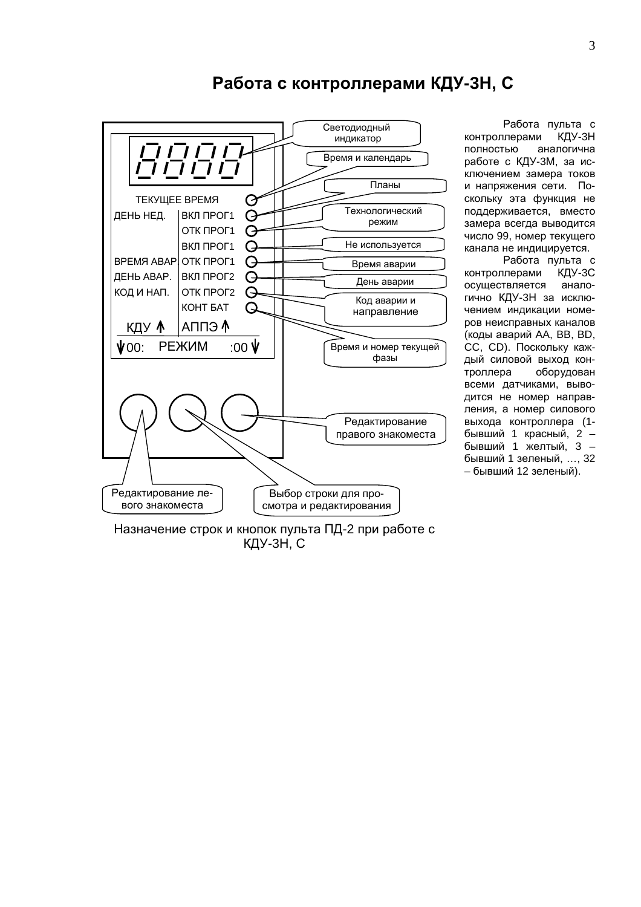# Работа с контроллерами КДУ-3Н, С

| | | |
|---|---|---|
| ТЕКУЩЕЕ ВРЕМЯ | | Время и календарь |
| ДЕНЬ НЕД. | ВКЛ ПРОГ1 | Планы |
| | ОТК ПРОГ1 | Технологический режим |
| | ВКЛ ПРОГ1 | Не используется |
| ВРЕМЯ АВАР. | ОТК ПРОГ1 | Время аварии |
| ДЕНЬ АВАР. | ВКЛ ПРОГ2 | День аварии |
| КОД И НАП. | ОТК ПРОГ2 | Код аварии и направление |
| | КОНТ БАТ | Время и номер текущей фазы |

Светодиодный индикатор

КДУ ↑ АППЭ ↑

↓00: РЕЖИМ :00 ↓

Редактирование левого знакоместа

Выбор строки для просмотра и редактирования

Редактирование правого знакоместа

Назначение строк и кнопок пульта ПД-2 при работе с КДУ-3Н, С

Работа пульта с контроллерами КДУ-3Н полностью аналогична работе с КДУ-3М, за исключением замера токов и напряжения сети. Поскольку эта функция не поддерживается, вместо замера всегда выводится число 99, номер текущего канала не индицируется.

Работа пульта с контроллерами КДУ-3С осуществляется аналогично КДУ-3Н за исключением индикации номеров неисправных каналов (коды аварий AA, BB, BD, CC, CD). Поскольку каждый силовой выход контроллера оборудован всеми датчиками, выводится не номер направления, а номер силового выхода контроллера (1- бывший 1 красный, 2 – бывший 1 желтый, 3 – бывший 1 зеленый, …, 32 – бывший 12 зеленый).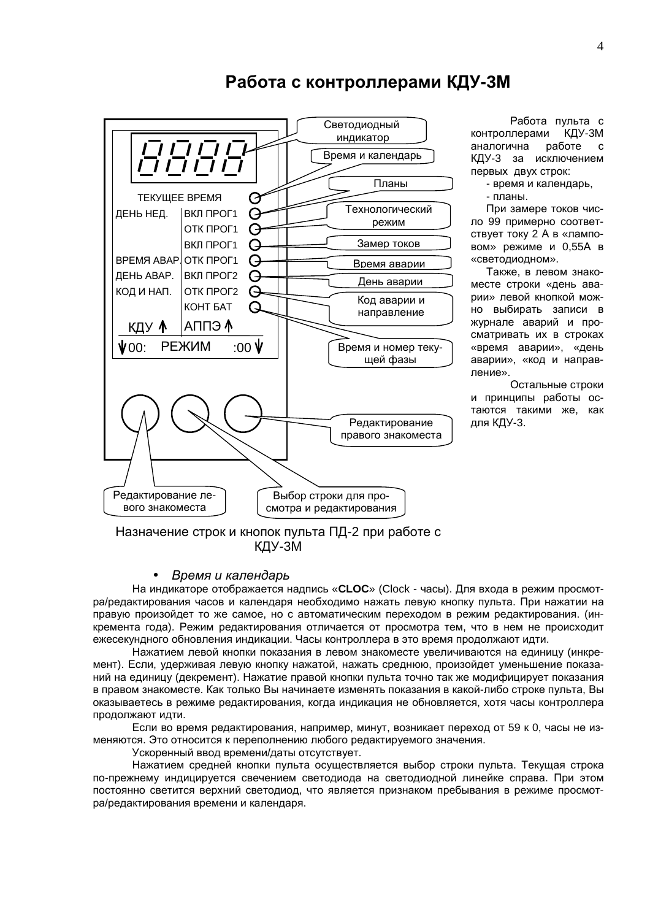# Работа с контроллерами КДУ-3М

Работа пульта с контроллерами КДУ-3М аналогична работе с КДУ-3 за исключением первых двух строк:

- время и календарь,
- планы.

При замере токов число 99 примерно соответствует току 2 А в «ламповом» режиме и 0,55А в «светодиодном».

Также, в левом знакоместе строки «день аварии» левой кнопкой можно выбирать записи в журнале аварий и просматривать их в строках «время аварии», «день аварии», «код и направление».

Остальные строки и принципы работы остаются такими же, как для КДУ-3.

Назначение строк и кнопок пульта ПД-2 при работе с КДУ-3М

- *Время и календарь*

На индикаторе отображается надпись «**CLOC**» (Clock - часы). Для входа в режим просмотра/редактирования часов и календаря необходимо нажать левую кнопку пульта. При нажатии на правую произойдет то же самое, но с автоматическим переходом в режим редактирования. (инкремента года). Режим редактирования отличается от просмотра тем, что в нем не происходит ежесекундного обновления индикации. Часы контроллера в это время продолжают идти.

Нажатием левой кнопки показания в левом знакоместе увеличиваются на единицу (инкремент). Если, удерживая левую кнопку нажатой, нажать среднюю, произойдет уменьшение показаний на единицу (декремент). Нажатие правой кнопки пульта точно так же модифицирует показания в правом знакоместе. Как только Вы начинаете изменять показания в какой-либо строке пульта, Вы оказываетесь в режиме редактирования, когда индикация не обновляется, хотя часы контроллера продолжают идти.

Если во время редактирования, например, минут, возникает переход от 59 к 0, часы не изменяются. Это относится к переполнению любого редактируемого значения.

Ускоренный ввод времени/даты отсутствует.

Нажатием средней кнопки пульта осуществляется выбор строки пульта. Текущая строка по-прежнему индицируется свечением светодиода на светодиодной линейке справа. При этом постоянно светится верхний светодиод, что является признаком пребывания в режиме просмотра/редактирования времени и календаря.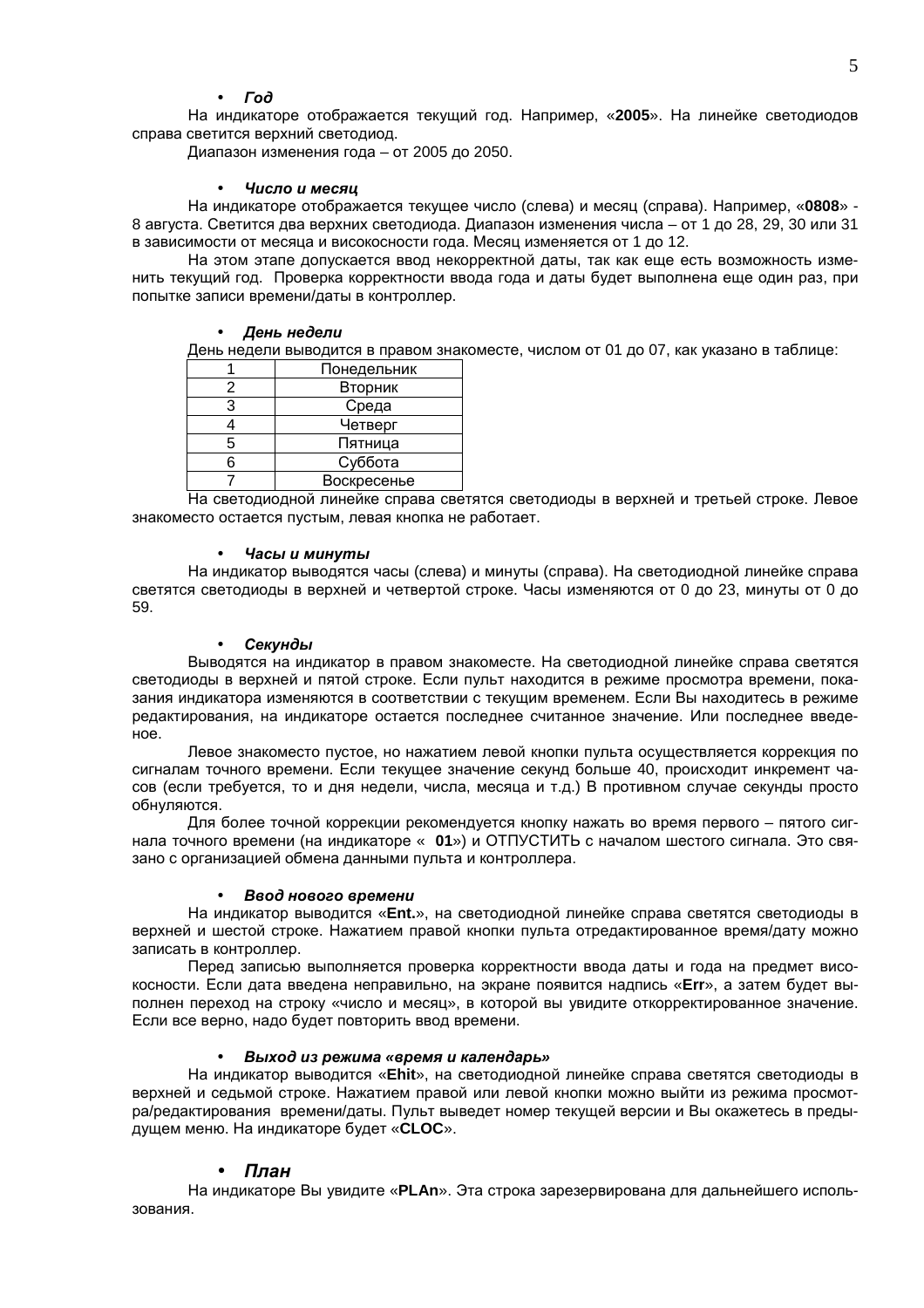- ***Год***

На индикаторе отображается текущий год. Например, «**2005**». На линейке светодиодов справа светится верхний светодиод.

Диапазон изменения года – от 2005 до 2050.

- ***Число и месяц***

На индикаторе отображается текущее число (слева) и месяц (справа). Например, «**0808**» - 8 августа. Светится два верхних светодиода. Диапазон изменения числа – от 1 до 28, 29, 30 или 31 в зависимости от месяца и високосности года. Месяц изменяется от 1 до 12.

На этом этапе допускается ввод некорректной даты, так как еще есть возможность изменить текущий год. Проверка корректности ввода года и даты будет выполнена еще один раз, при попытке записи времени/даты в контроллер.

- ***День недели***

День недели выводится в правом знакоместе, числом от 01 до 07, как указано в таблице:

| | |
|---|---|
| 1 | Понедельник |
| 2 | Вторник |
| 3 | Среда |
| 4 | Четверг |
| 5 | Пятница |
| 6 | Суббота |
| 7 | Воскресенье |

На светодиодной линейке справа светятся светодиоды в верхней и третьей строке. Левое знакоместо остается пустым, левая кнопка не работает.

- ***Часы и минуты***

На индикатор выводятся часы (слева) и минуты (справа). На светодиодной линейке справа светятся светодиоды в верхней и четвертой строке. Часы изменяются от 0 до 23, минуты от 0 до 59.

- ***Секунды***

Выводятся на индикатор в правом знакоместе. На светодиодной линейке справа светятся светодиоды в верхней и пятой строке. Если пульт находится в режиме просмотра времени, показания индикатора изменяются в соответствии с текущим временем. Если Вы находитесь в режиме редактирования, на индикаторе остается последнее считанное значение. Или последнее введенное.

Левое знакоместо пустое, но нажатием левой кнопки пульта осуществляется коррекция по сигналам точного времени. Если текущее значение секунд больше 40, происходит инкремент часов (если требуется, то и дня недели, числа, месяца и т.д.) В противном случае секунды просто обнуляются.

Для более точной коррекции рекомендуется кнопку нажать во время первого – пятого сигнала точного времени (на индикаторе «  **01**») и ОТПУСТИТЬ с началом шестого сигнала. Это связано с организацией обмена данными пульта и контроллера.

- ***Ввод нового времени***

На индикатор выводится «**Ent.**», на светодиодной линейке справа светятся светодиоды в верхней и шестой строке. Нажатием правой кнопки пульта отредактированное время/дату можно записать в контроллер.

Перед записью выполняется проверка корректности ввода даты и года на предмет високосности. Если дата введена неправильно, на экране появится надпись «**Err**», а затем будет выполнен переход на строку «число и месяц», в которой вы увидите откорректированное значение. Если все верно, надо будет повторить ввод времени.

- ***Выход из режима «время и календарь»***

На индикатор выводится «**Ehit**», на светодиодной линейке справа светятся светодиоды в верхней и седьмой строке. Нажатием правой или левой кнопки можно выйти из режима просмотра/редактирования  времени/даты. Пульт выведет номер текущей версии и Вы окажетесь в предыдущем меню. На индикаторе будет «**CLOC**».

- ***План***

На индикаторе Вы увидите «**PLAn**». Эта строка зарезервирована для дальнейшего использования.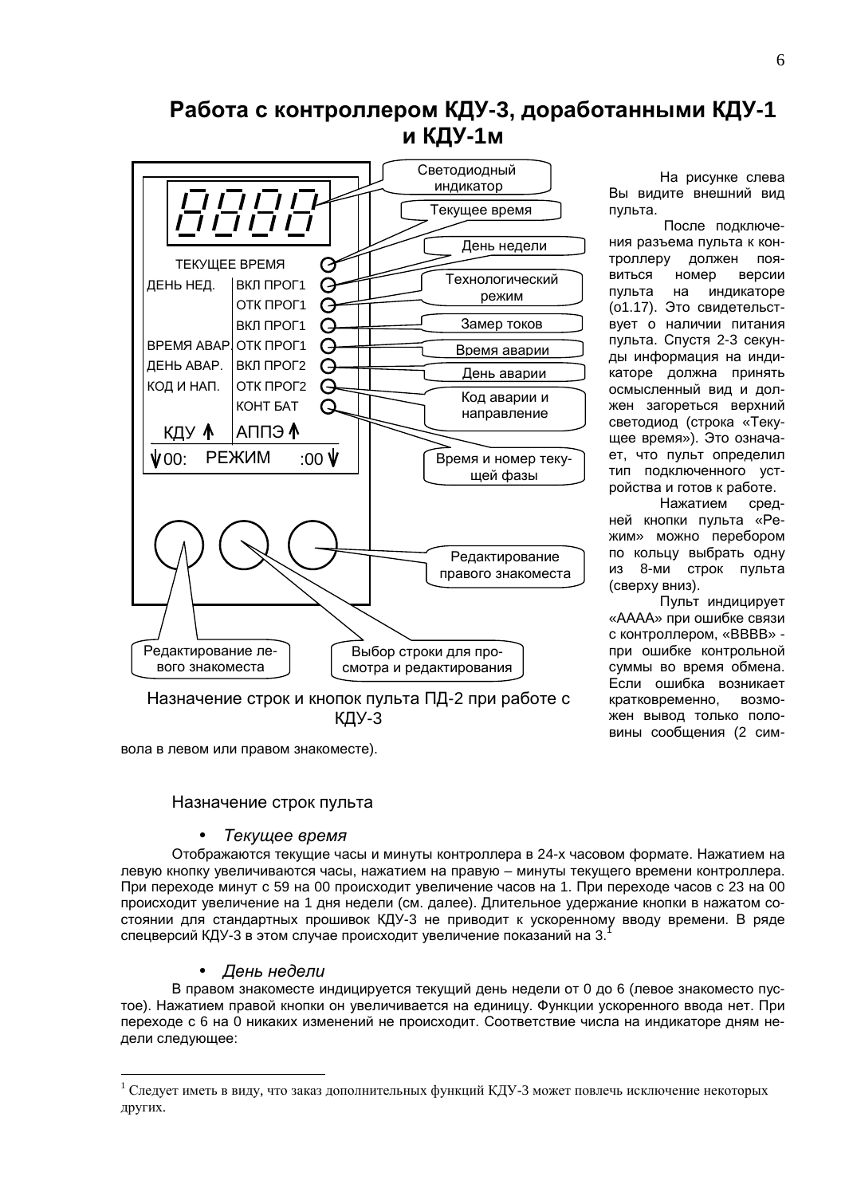# Работа с контроллером КДУ-3, доработанными КДУ-1 и КДУ-1м

Светодиодный индикатор

Текущее время

День недели

Технологический режим

Замер токов

Время аварии

День аварии

Код аварии и направление

Время и номер текущей фазы

Редактирование правого знакоместа

Редактирование левого знакоместа

Выбор строки для просмотра и редактирования

| | |
|---|---|
| ТЕКУЩЕЕ ВРЕМЯ | |
| ДЕНЬ НЕД. | ВКЛ ПРОГ1 |
| | ОТК ПРОГ1 |
| | ВКЛ ПРОГ1 |
| ВРЕМЯ АВАР. | ОТК ПРОГ1 |
| ДЕНЬ АВАР. | ВКЛ ПРОГ2 |
| КОД И НАП. | ОТК ПРОГ2 |
| | КОНТ БАТ |
| КДУ ↑ | АППЭ ↑ |
| ↓00: РЕЖИМ | :00 ↓ |

Назначение строк и кнопок пульта ПД-2 при работе с КДУ-3

На рисунке слева Вы видите внешний вид пульта.

После подключения разъема пульта к контроллеру должен появиться номер версии пульта на индикаторе (о1.17). Это свидетельствует о наличии питания пульта. Спустя 2-3 секунды информация на индикаторе должна принять осмысленный вид и должен загореться верхний светодиод (строка «Текущее время»). Это означает, что пульт определил тип подключенного устройства и готов к работе.

Нажатием средней кнопки пульта «Режим» можно перебором по кольцу выбрать одну из 8-ми строк пульта (сверху вниз).

Пульт индицирует «АААА» при ошибке связи с контроллером, «ВВВВ» - при ошибке контрольной суммы во время обмена. Если ошибка возникает кратковременно, возможен вывод только половины сообщения (2 символа в левом или правом знакоместе).

## Назначение строк пульта

- *Текущее время*

Отображаются текущие часы и минуты контроллера в 24-х часовом формате. Нажатием на левую кнопку увеличиваются часы, нажатием на правую – минуты текущего времени контроллера. При переходе минут с 59 на 00 происходит увеличение часов на 1. При переходе часов с 23 на 00 происходит увеличение на 1 дня недели (см. далее). Длительное удержание кнопки в нажатом состоянии для стандартных прошивок КДУ-3 не приводит к ускоренному вводу времени. В ряде спецверсий КДУ-3 в этом случае происходит увеличение показаний на 3.[1]

- *День недели*

В правом знакоместе индицируется текущий день недели от 0 до 6 (левое знакоместо пустое). Нажатием правой кнопки он увеличивается на единицу. Функции ускоренного ввода нет. При переходе с 6 на 0 никаких изменений не происходит. Соответствие числа на индикаторе дням недели следующее:

---

[1] Следует иметь в виду, что заказ дополнительных функций КДУ-3 может повлечь исключение некоторых других.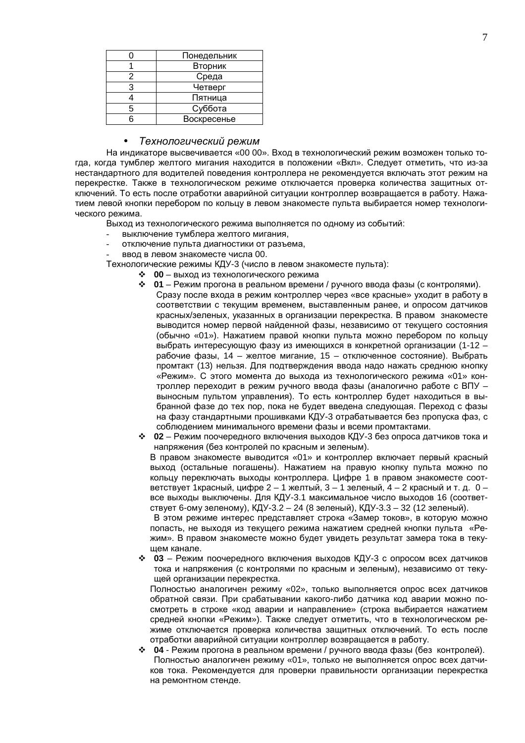| 0 | Понедельник |
|---|---|
| 1 | Вторник |
| 2 | Среда |
| 3 | Четверг |
| 4 | Пятница |
| 5 | Суббота |
| 6 | Воскресенье |

- *Технологический режим*

На индикаторе высвечивается «00 00». Вход в технологический режим возможен только тогда, когда тумблер желтого мигания находится в положении «Вкл». Следует отметить, что из-за нестандартного для водителей поведения контроллера не рекомендуется включать этот режим на перекрестке. Также в технологическом режиме отключается проверка количества защитных отключений. То есть после отработки аварийной ситуации контроллер возвращается в работу. Нажатием левой кнопки перебором по кольцу в левом знакоместе пульта выбирается номер технологического режима.

Выход из технологического режима выполняется по одному из событий:

- выключение тумблера желтого мигания,
- отключение пульта диагностики от разъема,
- ввод в левом знакоместе числа 00.

Технологические режимы КДУ-3 (число в левом знакоместе пульта):

- **00** – выход из технологического режима
- **01** – Режим прогона в реальном времени / ручного ввода фазы (с контролями).
  Сразу после входа в режим контроллер через «все красные» уходит в работу в соответствии с текущим временем, выставленным ранее, и опросом датчиков красных/зеленых, указанных в организации перекрестка. В правом знакоместе выводится номер первой найденной фазы, независимо от текущего состояния (обычно «01»). Нажатием правой кнопки пульта можно перебором по кольцу выбрать интересующую фазу из имеющихся в конкретной организации (1-12 – рабочие фазы, 14 – желтое мигание, 15 – отключенное состояние). Выбрать промтакт (13) нельзя. Для подтверждения ввода надо нажать среднюю кнопку «Режим». С этого момента до выхода из технологического режима «01» контроллер переходит в режим ручного ввода фазы (аналогично работе с ВПУ – выносным пультом управления). То есть контроллер будет находиться в выбранной фазе до тех пор, пока не будет введена следующая. Переход с фазы на фазу стандартными прошивками КДУ-3 отрабатывается без пропуска фаз, с соблюдением минимального времени фазы и всеми промтактами.
- **02** – Режим поочередного включения выходов КДУ-3 без опроса датчиков тока и напряжения (без контролей по красным и зеленым).
  В правом знакоместе выводится «01» и контроллер включает первый красный выход (остальные погашены). Нажатием на правую кнопку пульта можно по кольцу переключать выходы контроллера. Цифре 1 в правом знакоместе соответствует 1красный, цифре 2 – 1 желтый, 3 – 1 зеленый, 4 – 2 красный и т. д. 0 – все выходы выключены. Для КДУ-3.1 максимальное число выходов 16 (соответствует 6-ому зеленому), КДУ-3.2 – 24 (8 зеленый), КДУ-3.3 – 32 (12 зеленый).
  В этом режиме интерес представляет строка «Замер токов», в которую можно попасть, не выходя из текущего режима нажатием средней кнопки пульта «Режим». В правом знакоместе можно будет увидеть результат замера тока в текущем канале.
- **03** – Режим поочередного включения выходов КДУ-3 с опросом всех датчиков тока и напряжения (с контролями по красным и зеленым), независимо от текущей организации перекрестка.
  Полностью аналогичен режиму «02», только выполняется опрос всех датчиков обратной связи. При срабатывании какого-либо датчика код аварии можно посмотреть в строке «код аварии и направление» (строка выбирается нажатием средней кнопки «Режим»). Также следует отметить, что в технологическом режиме отключается проверка количества защитных отключений. То есть после отработки аварийной ситуации контроллер возвращается в работу.
- **04** - Режим прогона в реальном времени / ручного ввода фазы (без контролей).
  Полностью аналогичен режиму «01», только не выполняется опрос всех датчиков тока. Рекомендуется для проверки правильности организации перекрестка на ремонтном стенде.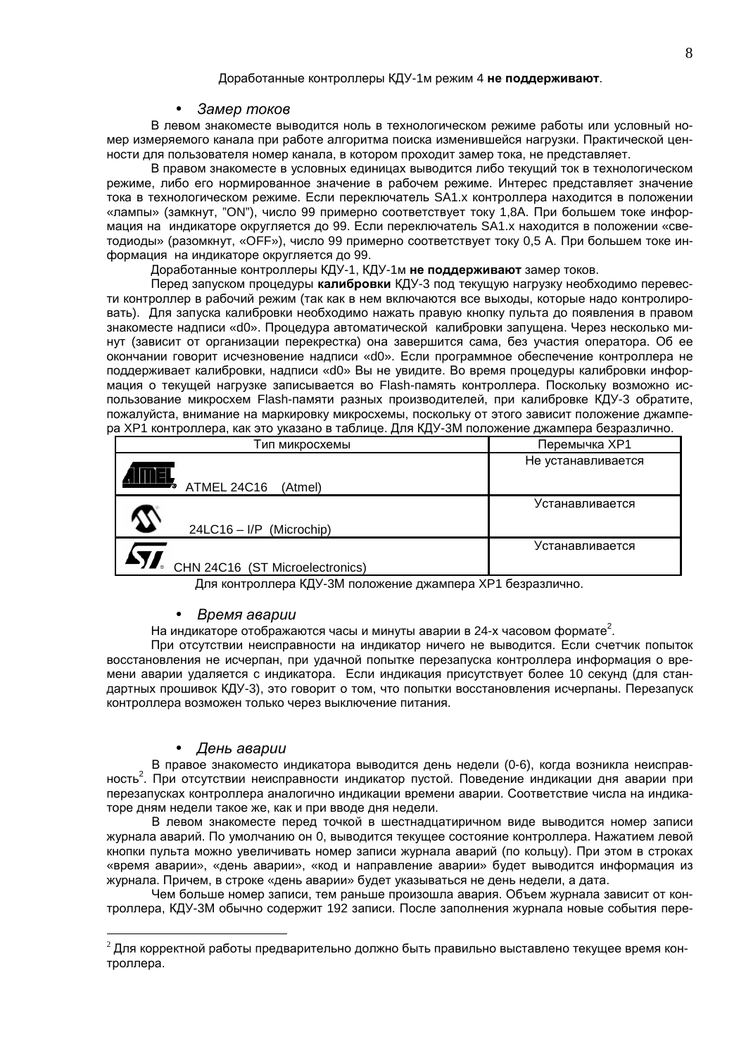Доработанные контроллеры КДУ-1м режим 4 **не поддерживают**.

- *Замер токов*

В левом знакоместе выводится ноль в технологическом режиме работы или условный номер измеряемого канала при работе алгоритма поиска изменившейся нагрузки. Практической ценности для пользователя номер канала, в котором проходит замер тока, не представляет.

В правом знакоместе в условных единицах выводится либо текущий ток в технологическом режиме, либо его нормированное значение в рабочем режиме. Интерес представляет значение тока в технологическом режиме. Если переключатель SA1.x контроллера находится в положении «лампы» (замкнут, "ON"), число 99 примерно соответствует току 1,8А. При большем токе информация на индикаторе округляется до 99. Если переключатель SA1.x находится в положении «светодиоды» (разомкнут, «OFF»), число 99 примерно соответствует току 0,5 А. При большем токе информация на индикаторе округляется до 99.

Доработанные контроллеры КДУ-1, КДУ-1м **не поддерживают** замер токов.

Перед запуском процедуры **калибровки** КДУ-3 под текущую нагрузку необходимо перевести контроллер в рабочий режим (так как в нем включаются все выходы, которые надо контролировать). Для запуска калибровки необходимо нажать правую кнопку пульта до появления в правом знакоместе надписи «d0». Процедура автоматической калибровки запущена. Через несколько минут (зависит от организации перекрестка) она завершится сама, без участия оператора. Об ее окончании говорит исчезновение надписи «d0». Если программное обеспечение контроллера не поддерживает калибровки, надписи «d0» Вы не увидите. Во время процедуры калибровки информация о текущей нагрузке записывается во Flash-память контроллера. Поскольку возможно использование микросхем Flash-памяти разных производителей, при калибровке КДУ-3 обратите, пожалуйста, внимание на маркировку микросхемы, поскольку от этого зависит положение джампера XP1 контроллера, как это указано в таблице. Для КДУ-3М положение джампера безразлично.

| Тип микросхемы | Перемычка XP1 |
|---|---|
| ATMEL 24C16 (Atmel) | Не устанавливается |
| 24LC16 – I/P (Microchip) | Устанавливается |
| CHN 24C16 (ST Microelectronics) | Устанавливается |

Для контроллера КДУ-3М положение джампера XP1 безразлично.

- *Время аварии*

На индикаторе отображаются часы и минуты аварии в 24-х часовом формате[2].

При отсутствии неисправности на индикатор ничего не выводится. Если счетчик попыток восстановления не исчерпан, при удачной попытке перезапуска контроллера информация о времени аварии удаляется с индикатора. Если индикация присутствует более 10 секунд (для стандартных прошивок КДУ-3), это говорит о том, что попытки восстановления исчерпаны. Перезапуск контроллера возможен только через выключение питания.

- *День аварии*

В правое знакоместо индикатора выводится день недели (0-6), когда возникла неисправность[2]. При отсутствии неисправности индикатор пустой. Поведение индикации дня аварии при перезапусках контроллера аналогично индикации времени аварии. Соответствие числа на индикаторе дням недели такое же, как и при вводе дня недели.

В левом знакоместе перед точкой в шестнадцатиричном виде выводится номер записи журнала аварий. По умолчанию он 0, выводится текущее состояние контроллера. Нажатием левой кнопки пульта можно увеличивать номер записи журнала аварий (по кольцу). При этом в строках «время аварии», «день аварии», «код и направление аварии» будет выводится информация из журнала. Причем, в строке «день аварии» будет указываться не день недели, а дата.

Чем больше номер записи, тем раньше произошла авария. Объем журнала зависит от контроллера, КДУ-3М обычно содержит 192 записи. После заполнения журнала новые события пере-

---

[2] Для корректной работы предварительно должно быть правильно выставлено текущее время контроллера.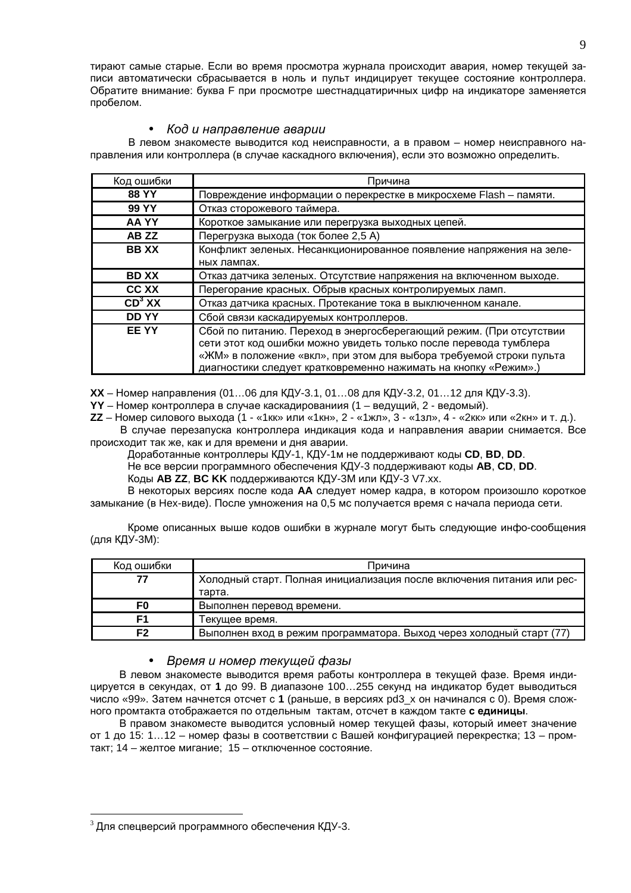тирают самые старые. Если во время просмотра журнала происходит авария, номер текущей записи автоматически сбрасывается в ноль и пульт индицирует текущее состояние контроллера. Обратите внимание: буква F при просмотре шестнадцатиричных цифр на индикаторе заменяется пробелом.

- *Код и направление аварии*

В левом знакоместе выводится код неисправности, а в правом – номер неисправного направления или контроллера (в случае каскадного включения), если это возможно определить.

| Код ошибки | Причина |
|---|---|
| **88 YY** | Повреждение информации о перекрестке в микросхеме Flash – памяти. |
| **99 YY** | Отказ сторожевого таймера. |
| **AA YY** | Короткое замыкание или перегрузка выходных цепей. |
| **AB ZZ** | Перегрузка выхода (ток более 2,5 А) |
| **BB XX** | Конфликт зеленых. Несанкционированное появление напряжения на зеленых лампах. |
| **BD XX** | Отказ датчика зеленых. Отсутствие напряжения на включенном выходе. |
| **CC XX** | Перегорание красных. Обрыв красных контролируемых ламп. |
| **CD[3] XX** | Отказ датчика красных. Протекание тока в выключенном канале. |
| **DD YY** | Сбой связи каскадируемых контроллеров. |
| **EE YY** | Сбой по питанию. Переход в энергосберегающий режим. (При отсутствии сети этот код ошибки можно увидеть только после перевода тумблера «ЖМ» в положение «вкл», при этом для выбора требуемой строки пульта диагностики следует кратковременно нажимать на кнопку «Режим».) |

**XX** – Номер направления (01…06 для КДУ-3.1, 01…08 для КДУ-3.2, 01…12 для КДУ-3.3).

**YY** – Номер контроллера в случае каскадированиия (1 – ведущий, 2 - ведомый).

**ZZ** – Номер силового выхода (1 - «1кк» или «1кн», 2 - «1жл», 3 - «1зл», 4 - «2кк» или «2кн» и т. д.).

В случае перезапуска контроллера индикация кода и направления аварии снимается. Все происходит так же, как и для времени и дня аварии.

Доработанные контроллеры КДУ-1, КДУ-1м не поддерживают коды **CD**, **BD**, **DD**.

Не все версии программного обеспечения КДУ-3 поддерживают коды **AB**, **CD**, **DD**.

Коды **AB ZZ**, **BC KK** поддерживаются КДУ-3М или КДУ-3 V7.xx.

В некоторых версиях после кода **AA** следует номер кадра, в котором произошло короткое замыкание (в Hex-виде). После умножения на 0,5 мс получается время с начала периода сети.

Кроме описанных выше кодов ошибки в журнале могут быть следующие инфо-сообщения (для КДУ-3М):

| Код ошибки | Причина |
|---|---|
| **77** | Холодный старт. Полная инициализация после включения питания или рестарта. |
| **F0** | Выполнен перевод времени. |
| **F1** | Текущее время. |
| **F2** | Выполнен вход в режим программатора. Выход через холодный старт (77) |

- *Время и номер текущей фазы*

В левом знакоместе выводится время работы контроллера в текущей фазе. Время индицируется в секундах, от **1** до 99. В диапазоне 100…255 секунд на индикатор будет выводиться число «99». Затем начнется отсчет с **1** (раньше, в версиях pd3_x он начинался с 0). Время сложного промтакта отображается по отдельным тактам, отсчет в каждом такте **с единицы**.

В правом знакоместе выводится условный номер текущей фазы, который имеет значение от 1 до 15: 1…12 – номер фазы в соответствии с Вашей конфигурацией перекрестка; 13 – промтакт; 14 – желтое мигание; 15 – отключенное состояние.

[3] Для спецверсий программного обеспечения КДУ-3.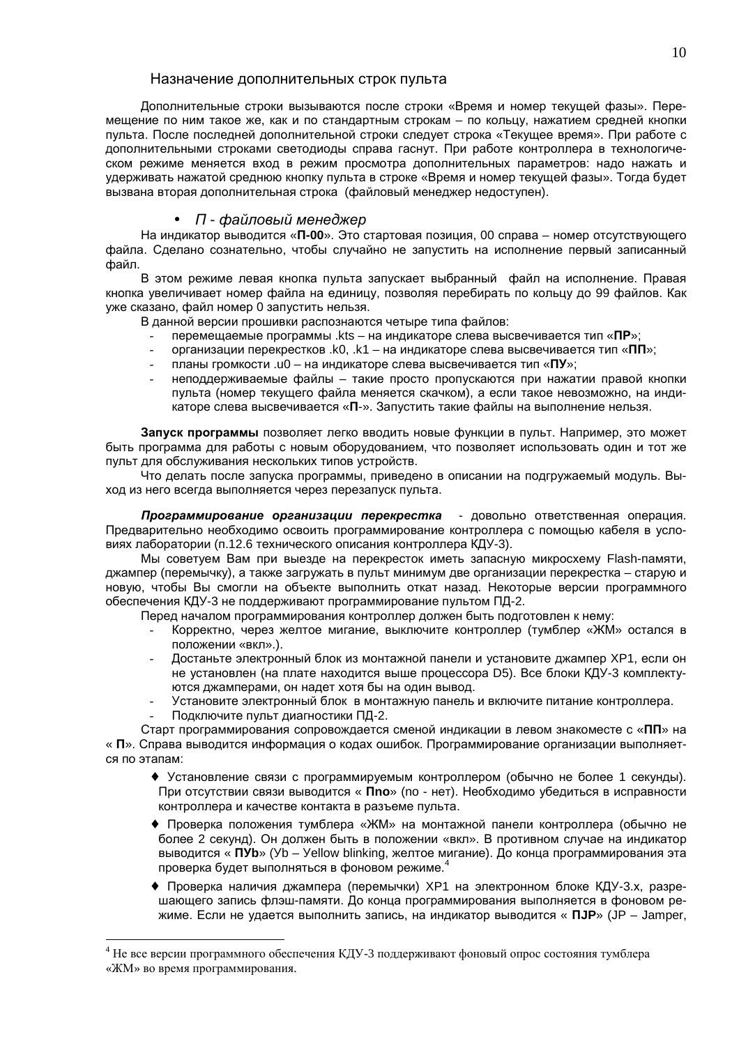### Назначение дополнительных строк пульта

Дополнительные строки вызываются после строки «Время и номер текущей фазы». Перемещение по ним такое же, как и по стандартным строкам – по кольцу, нажатием средней кнопки пульта. После последней дополнительной строки следует строка «Текущее время». При работе с дополнительными строками светодиоды справа гаснут. При работе контроллера в технологическом режиме меняется вход в режим просмотра дополнительных параметров: надо нажать и удерживать нажатой среднюю кнопку пульта в строке «Время и номер текущей фазы». Тогда будет вызвана вторая дополнительная строка (файловый менеджер недоступен).

- *П - файловый менеджер*

На индикатор выводится «**П-00**». Это стартовая позиция, 00 справа – номер отсутствующего файла. Сделано сознательно, чтобы случайно не запустить на исполнение первый записанный файл.

В этом режиме левая кнопка пульта запускает выбранный файл на исполнение. Правая кнопка увеличивает номер файла на единицу, позволяя перебирать по кольцу до 99 файлов. Как уже сказано, файл номер 0 запустить нельзя.

В данной версии прошивки распознаются четыре типа файлов:

- перемещаемые программы .kts – на индикаторе слева высвечивается тип «**ПР**»;
- организации перекрестков .k0, .k1 – на индикаторе слева высвечивается тип «**ПП**»;
- планы громкости .u0 – на индикаторе слева высвечивается тип «**ПУ**»;
- неподдерживаемые файлы – такие просто пропускаются при нажатии правой кнопки пульта (номер текущего файла меняется скачком), а если такое невозможно, на индикаторе слева высвечивается «**П**-». Запустить такие файлы на выполнение нельзя.

**Запуск программы** позволяет легко вводить новые функции в пульт. Например, это может быть программа для работы с новым оборудованием, что позволяет использовать один и тот же пульт для обслуживания нескольких типов устройств.

Что делать после запуска программы, приведено в описании на подгружаемый модуль. Выход из него всегда выполняется через перезапуск пульта.

***Программирование организации перекрестка*** - довольно ответственная операция. Предварительно необходимо освоить программирование контроллера с помощью кабеля в условиях лаборатории (п.12.6 технического описания контроллера КДУ-3).

Мы советуем Вам при выезде на перекресток иметь запасную микросхему Flash-памяти, джампер (перемычку), а также загружать в пульт минимум две организации перекрестка – старую и новую, чтобы Вы смогли на объекте выполнить откат назад. Некоторые версии программного обеспечения КДУ-3 не поддерживают программирование пультом ПД-2.

Перед началом программирования контроллер должен быть подготовлен к нему:

- Корректно, через желтое мигание, выключите контроллер (тумблер «ЖМ» остался в положении «вкл».).
- Достаньте электронный блок из монтажной панели и установите джампер XP1, если он не установлен (на плате находится выше процессора D5). Все блоки КДУ-3 комплектуются джамперами, он надет хотя бы на один вывод.
- Установите электронный блок в монтажную панель и включите питание контроллера.
- Подключите пульт диагностики ПД-2.

Старт программирования сопровождается сменой индикации в левом знакоместе с «**ПП**» на « **П**». Справа выводится информация о кодах ошибок. Программирование организации выполняется по этапам:

- ♦ Установление связи с программируемым контроллером (обычно не более 1 секунды). При отсутствии связи выводится « **Пno**» (no - нет). Необходимо убедиться в исправности контроллера и качестве контакта в разъеме пульта.
- ♦ Проверка положения тумблера «ЖМ» на монтажной панели контроллера (обычно не более 2 секунд). Он должен быть в положении «вкл». В противном случае на индикатор выводится « **ПYb**» (Yb – Yellow blinking, желтое мигание). До конца программирования эта проверка будет выполняться в фоновом режиме.[4]
- ♦ Проверка наличия джампера (перемычки) XP1 на электронном блоке КДУ-3.х, разрешающего запись флэш-памяти. До конца программирования выполняется в фоновом режиме. Если не удается выполнить запись, на индикатор выводится « **ПJP**» (JP – Jamper,

---

[4] Не все версии программного обеспечения КДУ-3 поддерживают фоновый опрос состояния тумблера «ЖМ» во время программирования.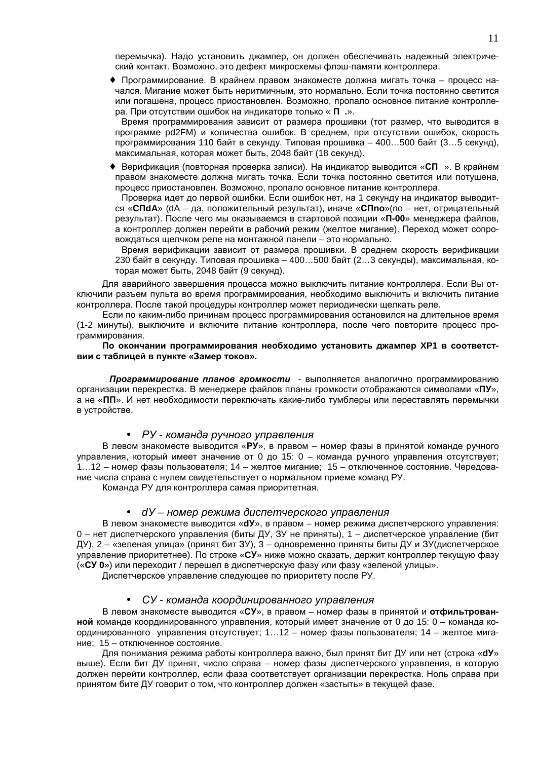перемычка). Надо установить джампер, он должен обеспечивать надежный электрический контакт. Возможно, это дефект микросхемы флэш-памяти контроллера.

- Программирование. В крайнем правом знакоместе должна мигать точка – процесс начался. Мигание может быть неритмичным, это нормально. Если точка постоянно светится или погашена, процесс приостановлен. Возможно, пропало основное питание контроллера. При отсутствии ошибок на индикаторе только « **П .**».

  Время программирования зависит от размера прошивки (тот размер, что выводится в программе pd2FM) и количества ошибок. В среднем, при отсутствии ошибок, скорость программирования 110 байт в секунду. Типовая прошивка – 400…500 байт (3…5 секунд), максимальная, которая может быть, 2048 байт (18 секунд).

- Верификация (повторная проверка записи). На индикатор выводится «**СП** ». В крайнем правом знакоместе должна мигать точка. Если точка постоянно светится или потушена, процесс приостановлен. Возможно, пропало основное питание контроллера.

  Проверка идет до первой ошибки. Если ошибок нет, на 1 секунду на индикатор выводится «**СПdA**» (dA – да, положительный результат), иначе «**СПno**»(no – нет, отрицательный результат). После чего мы оказываемся в стартовой позиции «**П-00**» менеджера файлов, а контроллер должен перейти в рабочий режим (желтое мигание). Переход может сопровождаться щелчком реле на монтажной панели – это нормально.

  Время верификации зависит от размера прошивки. В среднем скорость верификации 230 байт в секунду. Типовая прошивка – 400…500 байт (2…3 секунды), максимальная, которая может быть, 2048 байт (9 секунд).

Для аварийного завершения процесса можно выключить питание контроллера. Если Вы отключили разъем пульта во время программирования, необходимо выключить и включить питание контроллера. После такой процедуры контроллер может периодически щелкать реле.

Если по каким-либо причинам процесс программирования остановился на длительное время (1-2 минуты), выключите и включите питание контроллера, после чего повторите процесс программирования.

**По окончании программирования необходимо установить джампер XP1 в соответствии с таблицей в пункте «Замер токов».**

***Программирование планов громкости*** - выполняется аналогично программированию организации перекрестка. В менеджере файлов планы громкости отображаются символами «**ПУ**», а не «**ПП**». И нет необходимости переключать какие-либо тумблеры или переставлять перемычки в устройстве.

- *РУ - команда ручного управления*

В левом знакоместе выводится «**РУ**», в правом – номер фазы в принятой команде ручного управления, который имеет значение от 0 до 15: 0 – команда ручного управления отсутствует; 1…12 – номер фазы пользователя; 14 – желтое мигание; 15 – отключенное состояние. Чередование числа справа с нулем свидетельствует о нормальном приеме команд РУ.

Команда РУ для контроллера самая приоритетная.

- *dУ – номер режима диспетчерского управления*

В левом знакоместе выводится «**dУ**», в правом – номер режима диспетчерского управления: 0 – нет диспетчерского управления (биты ДУ, ЗУ не приняты), 1 – диспетчерское управление (бит ДУ), 2 – «зеленая улица» (принят бит ЗУ), 3 – одновременно приняты биты ДУ и ЗУ(диспетчерское управление приоритетнее). По строке «**СУ**» ниже можно сказать, держит контроллер текущую фазу («**СУ 0**») или переходит / перешел в диспетчерскую фазу или фазу «зеленой улицы».

Диспетчерское управление следующее по приоритету после РУ.

- *СУ - команда координированного управления*

В левом знакоместе выводится «**СУ**», в правом – номер фазы в принятой и **отфильтрованной** команде координированного управления, который имеет значение от 0 до 15: 0 – команда координированного управления отсутствует; 1…12 – номер фазы пользователя; 14 – желтое мигание; 15 – отключенное состояние.

Для понимания режима работы контроллера важно, был принят бит ДУ или нет (строка «**dУ**» выше). Если бит ДУ принят, число справа – номер фазы диспетчерского управления, в которую должен перейти контроллер, если фаза соответствует организации перекрестка. Ноль справа при принятом бите ДУ говорит о том, что контроллер должен «застыть» в текущей фазе.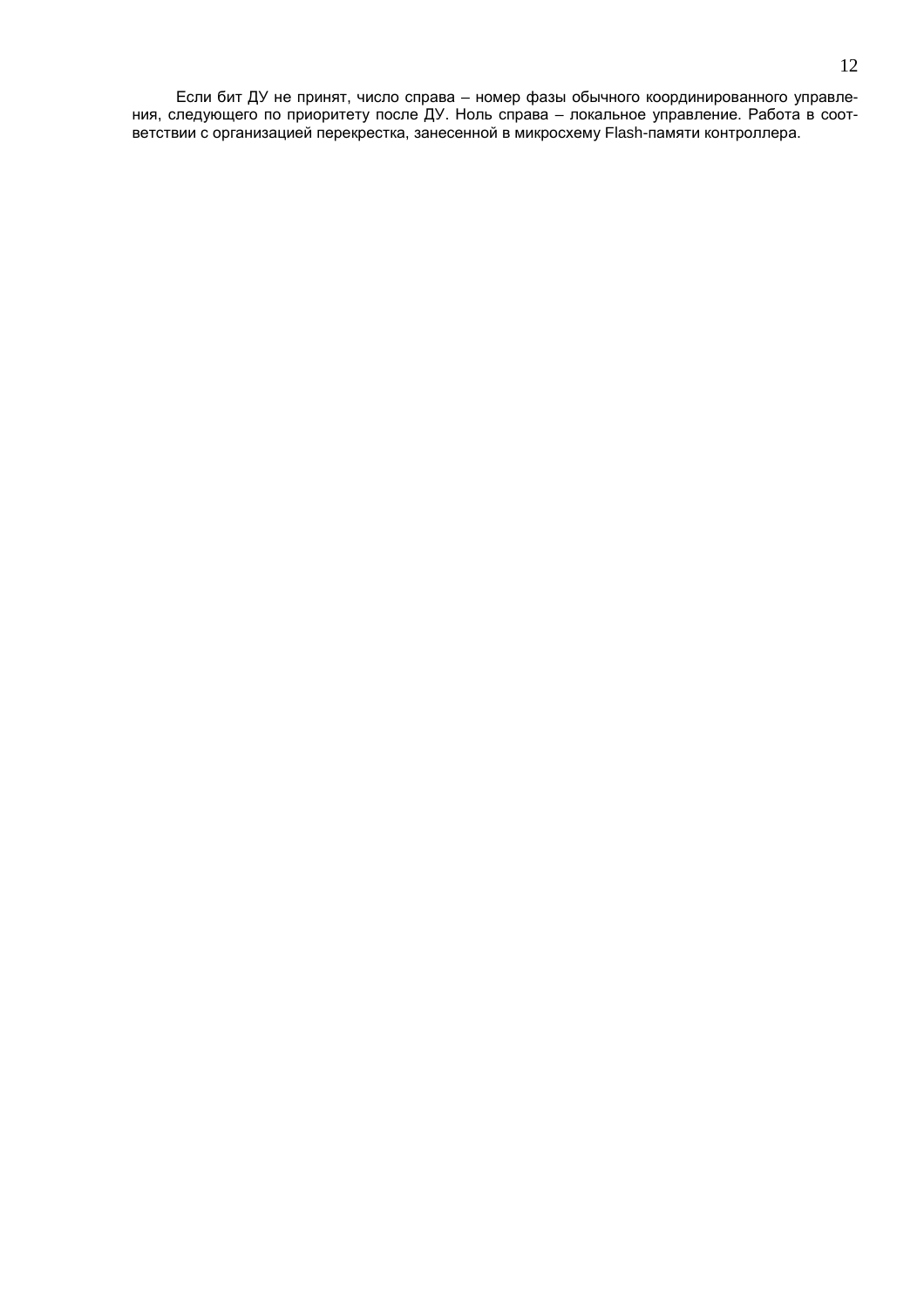Если бит ДУ не принят, число справа – номер фазы обычного координированного управления, следующего по приоритету после ДУ. Ноль справа – локальное управление. Работа в соответствии с организацией перекрестка, занесенной в микросхему Flash-памяти контроллера.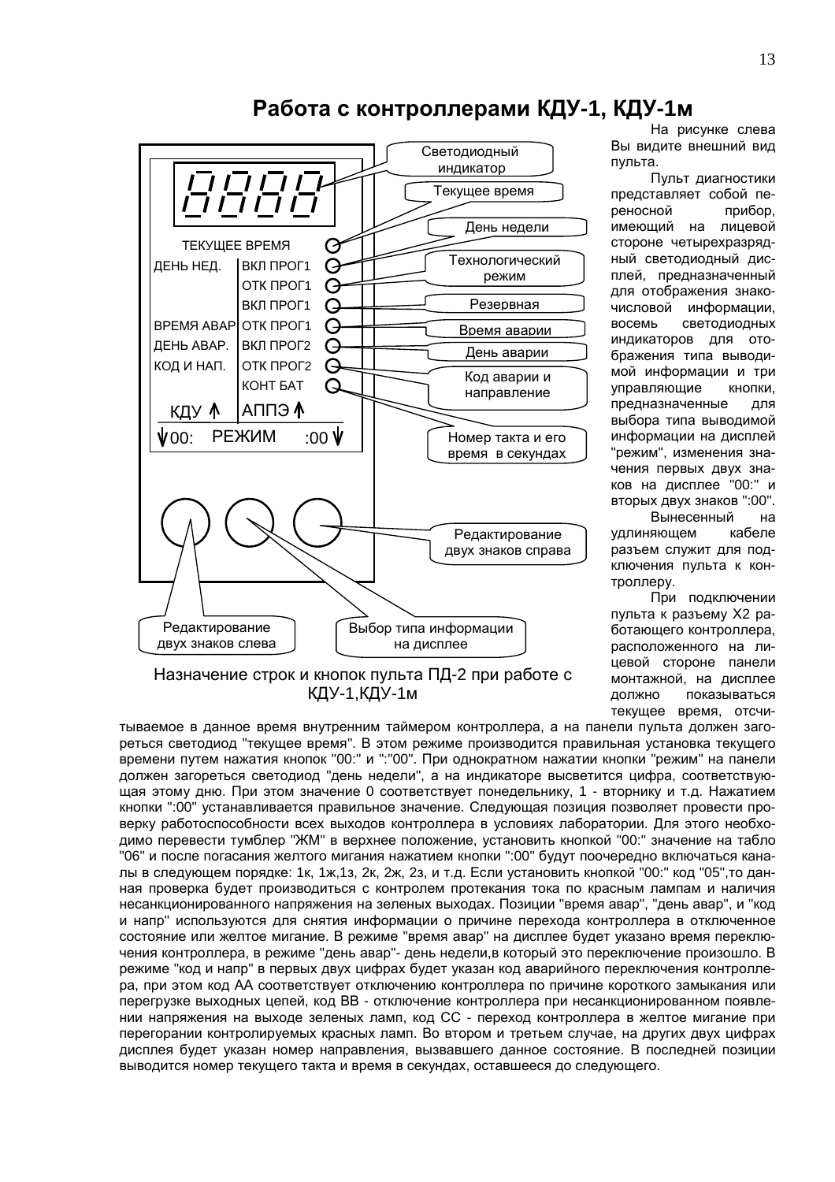# Работа с контроллерами КДУ-1, КДУ-1м

Назначение строк и кнопок пульта ПД-2 при работе с КДУ-1,КДУ-1м

На рисунке слева Вы видите внешний вид пульта.

Пульт диагностики представляет собой переносной прибор, имеющий на лицевой стороне четырехразрядный светодиодный дисплей, предназначенный для отображения знакочисловой информации, восемь светодиодных индикаторов для отображения типа выводимой информации и три управляющие кнопки, предназначенные для выбора типа выводимой информации на дисплей "режим", изменения значения первых двух знаков на дисплее "00:" и вторых двух знаков ":00".

Вынесенный на удлиняющем кабеле разъем служит для подключения пульта к контроллеру.

При подключении пульта к разъему X2 работающего контроллера, расположенного на лицевой стороне панели монтажной, на дисплее должно показываться текущее время, отсчитываемое в данное время внутренним таймером контроллера, а на панели пульта должен загореться светодиод "текущее время". В этом режиме производится правильная установка текущего времени путем нажатия кнопок "00:" и ":"00". При однократном нажатии кнопки "режим" на панели должен загореться светодиод "день недели", а на индикаторе высветится цифра, соответствующая этому дню. При этом значение 0 соответствует понедельнику, 1 - вторнику и т.д. Нажатием кнопки ":00" устанавливается правильное значение. Следующая позиция позволяет провести проверку работоспособности всех выходов контроллера в условиях лаборатории. Для этого необходимо перевести тумблер "ЖМ" в верхнее положение, установить кнопкой "00:" значение на табло "06" и после погасания желтого мигания нажатием кнопки ":00" будут поочередно включаться каналы в следующем порядке: 1к, 1ж,1з, 2к, 2ж, 2з, и т.д. Если установить кнопкой "00:" код "05",то данная проверка будет производиться с контролем протекания тока по красным лампам и наличия несанкционированного напряжения на зеленых выходах. Позиции "время авар", "день авар", и "код и напр" используются для снятия информации о причине перехода контроллера в отключенное состояние или желтое мигание. В режиме "время авар" на дисплее будет указано время переключения контроллера, в режиме "день авар"- день недели,в который это переключение произошло. В режиме "код и напр" в первых двух цифрах будет указан код аварийного переключения контроллера, при этом код АА соответствует отключению контроллера по причине короткого замыкания или перегрузке выходных цепей, код ВВ - отключение контроллера при несанкционированном появлении напряжения на выходе зеленых ламп, код СС - переход контроллера в желтое мигание при перегорании контролируемых красных ламп. Во втором и третьем случае, на других двух цифрах дисплея будет указан номер направления, вызвавшего данное состояние. В последней позиции выводится номер текущего такта и время в секундах, оставшееся до следующего.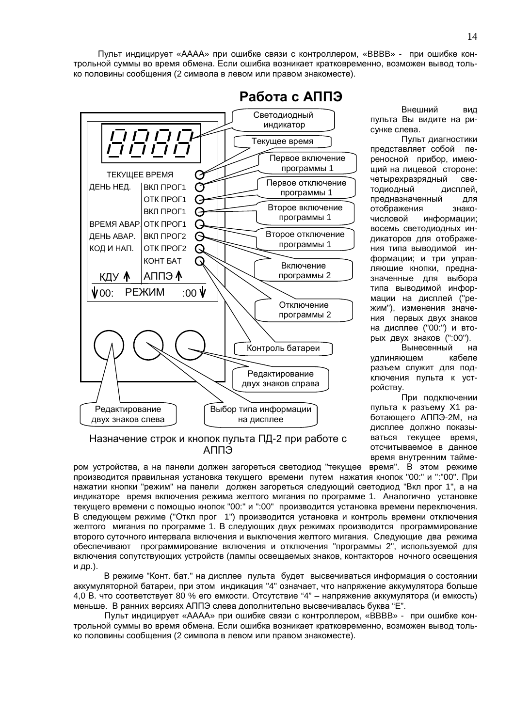Пульт индицирует «АААА» при ошибке связи с контроллером, «BBBB» - при ошибке контрольной суммы во время обмена. Если ошибка возникает кратковременно, возможен вывод только половины сообщения (2 символа в левом или правом знакоместе).

## Работа с АППЭ

Светодиодный индикатор

Текущее время

Первое включение программы 1

Первое отключение программы 1

Второе включение программы 1

Второе отключение программы 1

Включение программы 2

Отключение программы 2

Контроль батареи

Редактирование двух знаков справа

Редактирование двух знаков слева

Выбор типа информации на дисплее

ТЕКУЩЕЕ ВРЕМЯ

ДЕНЬ НЕД. | ВКЛ ПРОГ1

ОТК ПРОГ1

ВКЛ ПРОГ1

ВРЕМЯ АВАР. | ОТК ПРОГ1

ДЕНЬ АВАР. | ВКЛ ПРОГ2

КОД И НАП. | ОТК ПРОГ2

КОНТ БАТ

КДУ ↑ | АППЭ ↑

↓00: РЕЖИМ :00 ↓

Назначение строк и кнопок пульта ПД-2 при работе с АППЭ

Внешний вид пульта Вы видите на рисунке слева.

Пульт диагностики представляет собой переносной прибор, имеющий на лицевой стороне: четырехразрядный светодиодный дисплей, предназначенный для отображения знакочисловой информации; восемь светодиодных индикаторов для отображения типа выводимой информации; и три управляющие кнопки, предназначенные для выбора типа выводимой информации на дисплей ("режим"), изменения значения первых двух знаков на дисплее ("00:") и вторых двух знаков (":00").

Вынесенный на удлиняющем кабеле разъем служит для подключения пульта к устройству.

При подключении пульта к разъему Х1 работающего АППЭ-2М, на дисплее должно показываться текущее время, отсчитываемое в данное время внутренним таймером устройства, а на панели должен загореться светодиод "текущее время". В этом режиме производится правильная установка текущего времени путем нажатия кнопок "00:" и ":00". При нажатии кнопки "режим" на панели должен загореться следующий светодиод "Вкл прог 1", а на индикаторе время включения режима желтого мигания по программе 1. Аналогично установке текущего времени с помощью кнопок "00:" и ":00" производится установка времени переключения. В следующем режиме ("Откл прог 1") производится установка и контроль времени отключения желтого мигания по программе 1. В следующих двух режимах производится программирование второго суточного интервала включения и выключения желтого мигания. Следующие два режима обеспечивают программирование включения и отключения "программы 2", используемой для включения сопутствующих устройств (лампы освещаемых знаков, контакторов ночного освещения и др.).

В режиме "Конт. бат." на дисплее пульта будет высвечиваться информация о состоянии аккумуляторной батареи, при этом индикация "4" означает, что напряжение аккумулятора больше 4,0 В. что соответствует 80 % его емкости. Отсутствие "4" – напряжение аккумулятора (и емкость) меньше. В ранних версиях АППЭ слева дополнительно высвечивалась буква "Е".

Пульт индицирует «АААА» при ошибке связи с контроллером, «BBBB» - при ошибке контрольной суммы во время обмена. Если ошибка возникает кратковременно, возможен вывод только половины сообщения (2 символа в левом или правом знакоместе).